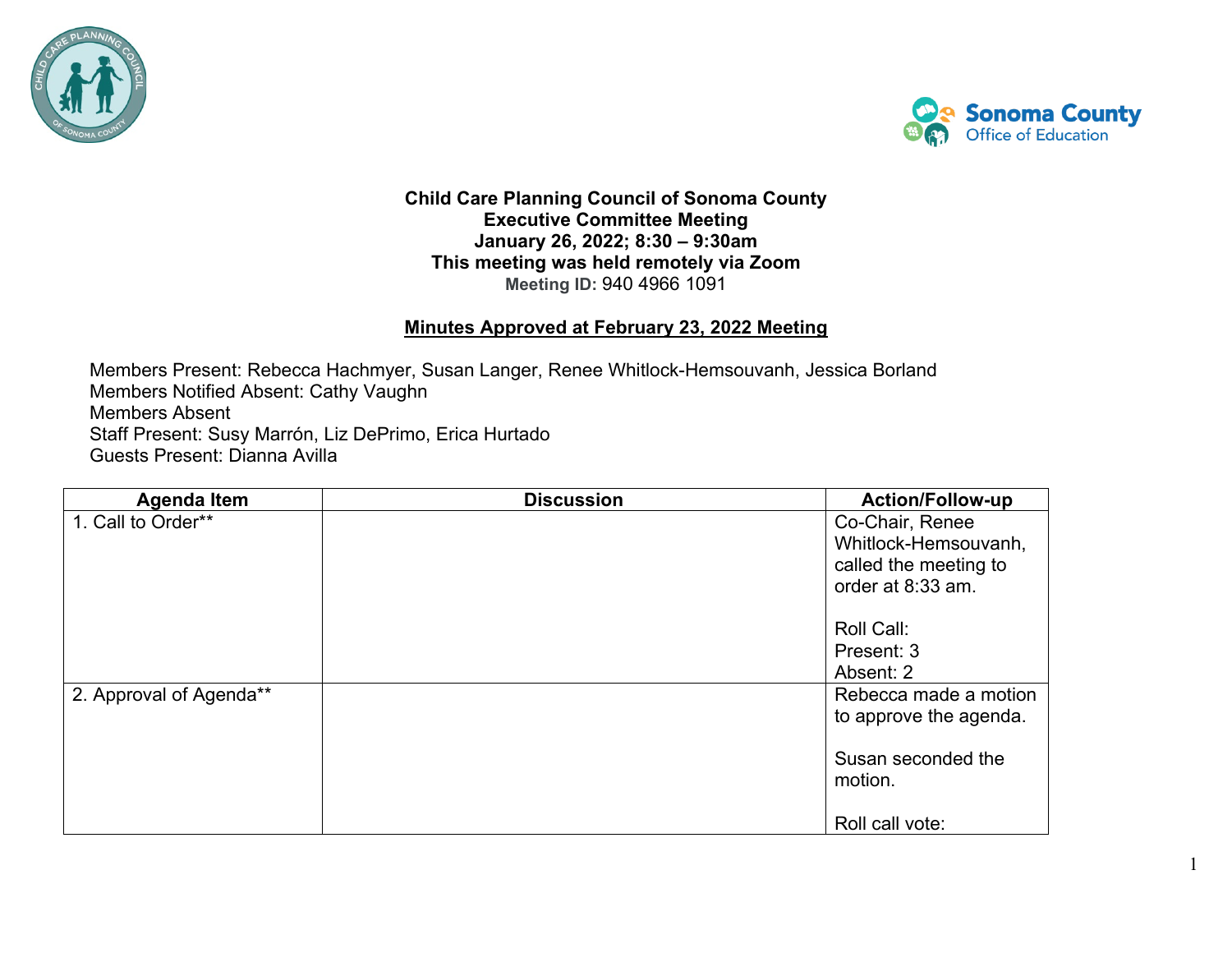**Child Care Planning Council of Sonoma County**
**Executive Committee Meeting**
**January 26, 2022; 8:30 – 9:30am**
**This meeting was held remotely via Zoom**
**Meeting ID:** 940 4966 1091

**Minutes Approved at February 23, 2022 Meeting**

Members Present: Rebecca Hachmyer, Susan Langer, Renee Whitlock-Hemsouvanh, Jessica Borland
Members Notified Absent: Cathy Vaughn
Members Absent
Staff Present: Susy Marrón, Liz DePrimo, Erica Hurtado
Guests Present: Dianna Avilla

| Agenda Item | Discussion | Action/Follow-up |
| --- | --- | --- |
| 1. Call to Order** | | Co-Chair, Renee Whitlock-Hemsouvanh, called the meeting to order at 8:33 am.<br><br>Roll Call:<br>Present: 3<br>Absent: 2 |
| 2. Approval of Agenda** | | Rebecca made a motion to approve the agenda.<br><br>Susan seconded the motion.<br><br>Roll call vote: |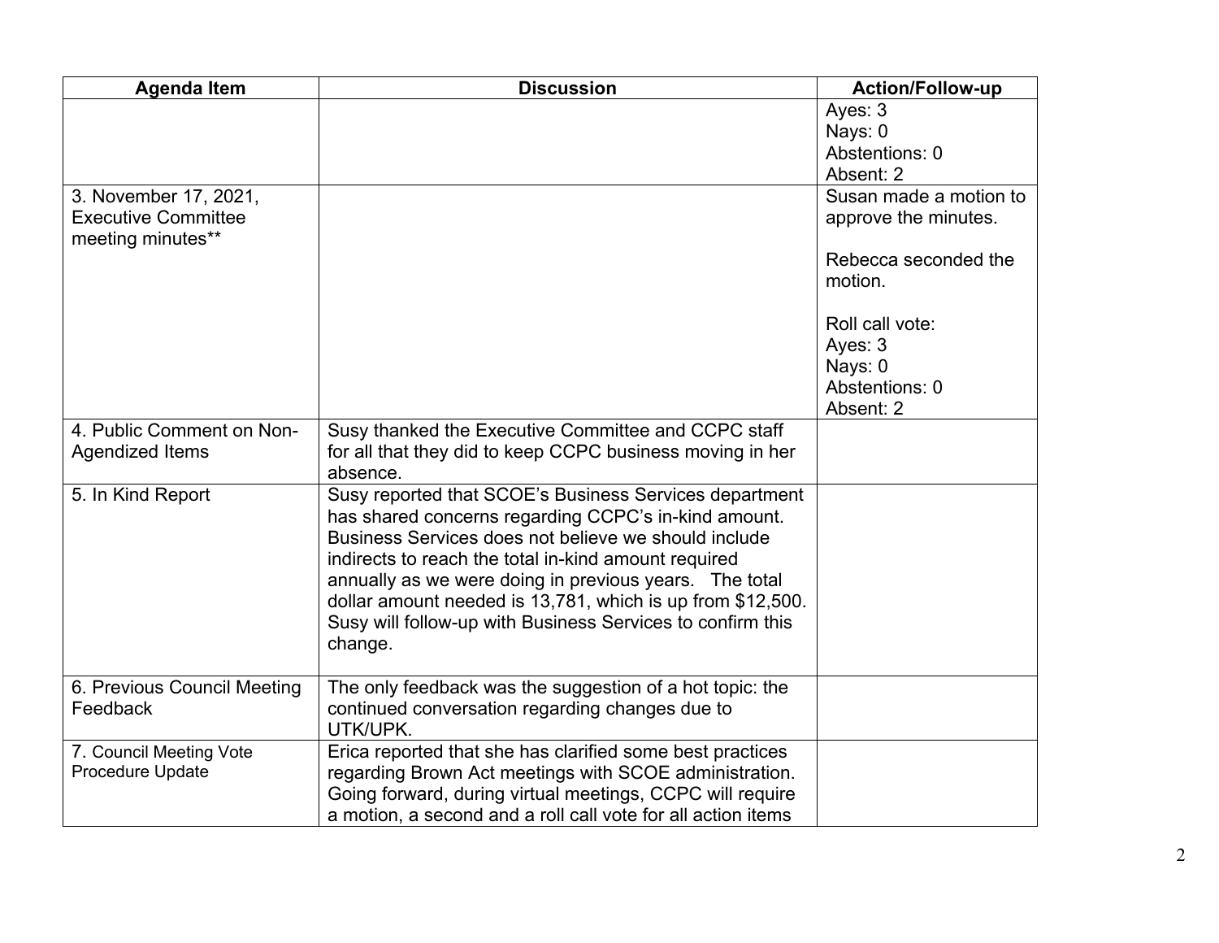| Agenda Item | Discussion | Action/Follow-up |
|---|---|---|
| | | Ayes: 3<br>Nays: 0<br>Abstentions: 0<br>Absent: 2 |
| 3. November 17, 2021, Executive Committee meeting minutes** | | Susan made a motion to approve the minutes.<br><br>Rebecca seconded the motion.<br><br>Roll call vote:<br>Ayes: 3<br>Nays: 0<br>Abstentions: 0<br>Absent: 2 |
| 4. Public Comment on Non-Agendized Items | Susy thanked the Executive Committee and CCPC staff for all that they did to keep CCPC business moving in her absence. | |
| 5. In Kind Report | Susy reported that SCOE's Business Services department has shared concerns regarding CCPC's in-kind amount. Business Services does not believe we should include indirects to reach the total in-kind amount required annually as we were doing in previous years. The total dollar amount needed is 13,781, which is up from $12,500. Susy will follow-up with Business Services to confirm this change. | |
| 6. Previous Council Meeting Feedback | The only feedback was the suggestion of a hot topic: the continued conversation regarding changes due to UTK/UPK. | |
| 7. Council Meeting Vote Procedure Update | Erica reported that she has clarified some best practices regarding Brown Act meetings with SCOE administration. Going forward, during virtual meetings, CCPC will require a motion, a second and a roll call vote for all action items | |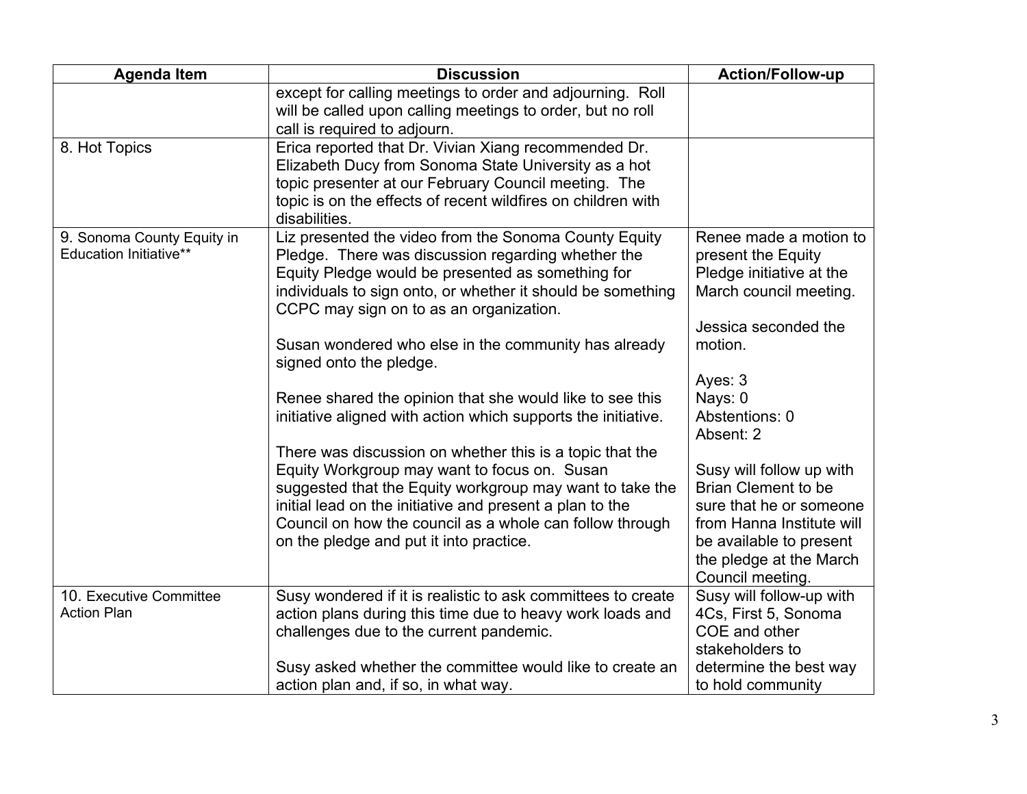| Agenda Item | Discussion | Action/Follow-up |
|---|---|---|
| | except for calling meetings to order and adjourning. Roll will be called upon calling meetings to order, but no roll call is required to adjourn. | |
| 8. Hot Topics | Erica reported that Dr. Vivian Xiang recommended Dr. Elizabeth Ducy from Sonoma State University as a hot topic presenter at our February Council meeting. The topic is on the effects of recent wildfires on children with disabilities. | |
| 9. Sonoma County Equity in Education Initiative** | Liz presented the video from the Sonoma County Equity Pledge. There was discussion regarding whether the Equity Pledge would be presented as something for individuals to sign onto, or whether it should be something CCPC may sign on to as an organization.<br><br>Susan wondered who else in the community has already signed onto the pledge.<br><br>Renee shared the opinion that she would like to see this initiative aligned with action which supports the initiative.<br><br>There was discussion on whether this is a topic that the Equity Workgroup may want to focus on. Susan suggested that the Equity workgroup may want to take the initial lead on the initiative and present a plan to the Council on how the council as a whole can follow through on the pledge and put it into practice. | Renee made a motion to present the Equity Pledge initiative at the March council meeting.<br><br>Jessica seconded the motion.<br><br>Ayes: 3<br>Nays: 0<br>Abstentions: 0<br>Absent: 2<br><br>Susy will follow up with Brian Clement to be sure that he or someone from Hanna Institute will be available to present the pledge at the March Council meeting. |
| 10. Executive Committee Action Plan | Susy wondered if it is realistic to ask committees to create action plans during this time due to heavy work loads and challenges due to the current pandemic.<br><br>Susy asked whether the committee would like to create an action plan and, if so, in what way. | Susy will follow-up with 4Cs, First 5, Sonoma COE and other stakeholders to determine the best way to hold community |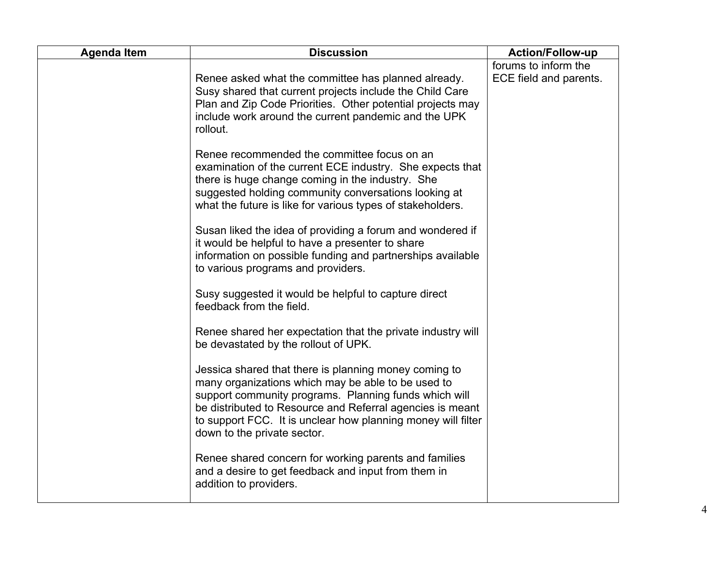| Agenda Item | Discussion | Action/Follow-up |
| --- | --- | --- |
| | Renee asked what the committee has planned already. Susy shared that current projects include the Child Care Plan and Zip Code Priorities. Other potential projects may include work around the current pandemic and the UPK rollout.<br><br>Renee recommended the committee focus on an examination of the current ECE industry. She expects that there is huge change coming in the industry. She suggested holding community conversations looking at what the future is like for various types of stakeholders.<br><br>Susan liked the idea of providing a forum and wondered if it would be helpful to have a presenter to share information on possible funding and partnerships available to various programs and providers.<br><br>Susy suggested it would be helpful to capture direct feedback from the field.<br><br>Renee shared her expectation that the private industry will be devastated by the rollout of UPK.<br><br>Jessica shared that there is planning money coming to many organizations which may be able to be used to support community programs. Planning funds which will be distributed to Resource and Referral agencies is meant to support FCC. It is unclear how planning money will filter down to the private sector.<br><br>Renee shared concern for working parents and families and a desire to get feedback and input from them in addition to providers. | forums to inform the ECE field and parents. |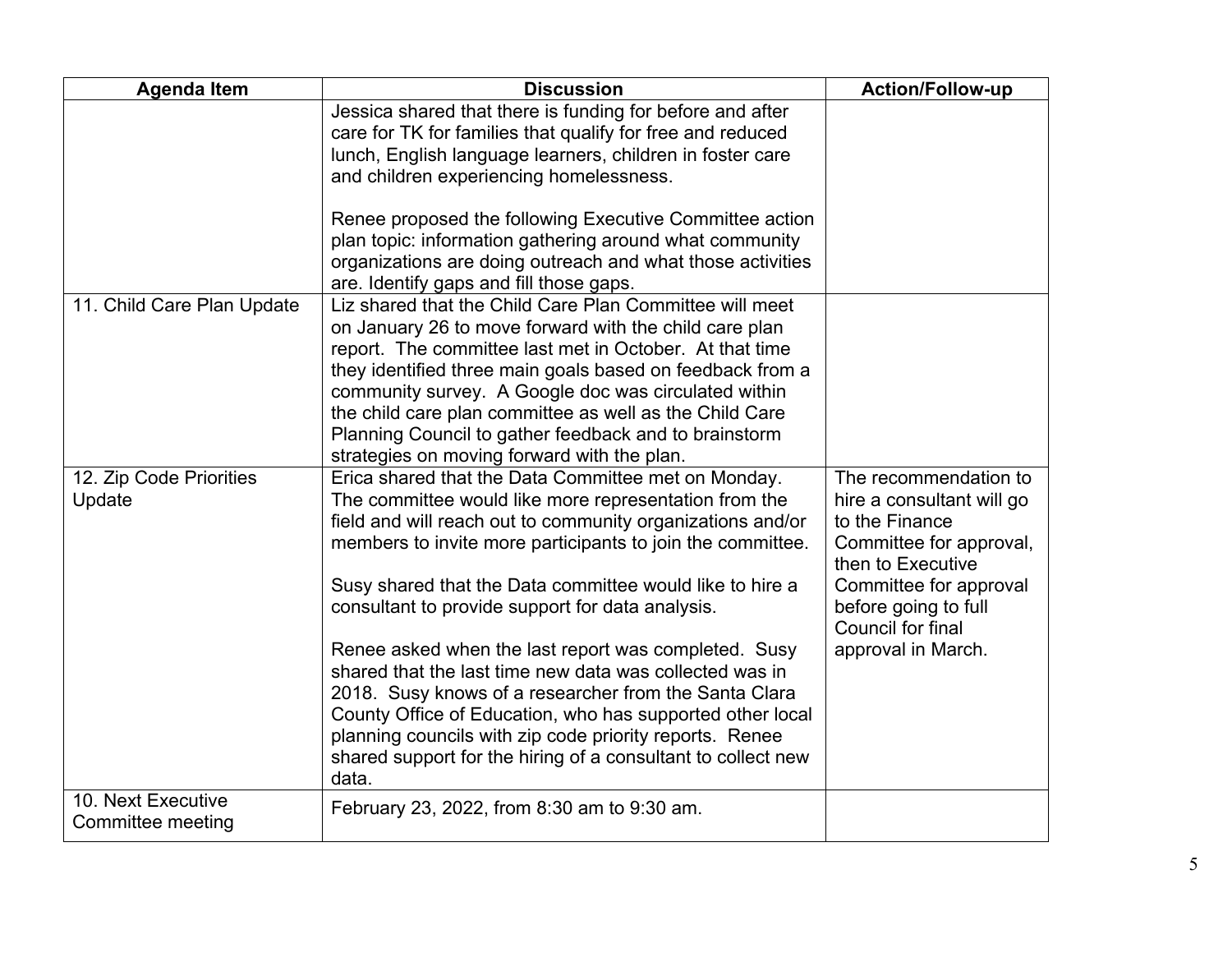| Agenda Item | Discussion | Action/Follow-up |
|---|---|---|
| | Jessica shared that there is funding for before and after care for TK for families that qualify for free and reduced lunch, English language learners, children in foster care and children experiencing homelessness.<br><br>Renee proposed the following Executive Committee action plan topic: information gathering around what community organizations are doing outreach and what those activities are. Identify gaps and fill those gaps. | |
| 11. Child Care Plan Update | Liz shared that the Child Care Plan Committee will meet on January 26 to move forward with the child care plan report. The committee last met in October. At that time they identified three main goals based on feedback from a community survey. A Google doc was circulated within the child care plan committee as well as the Child Care Planning Council to gather feedback and to brainstorm strategies on moving forward with the plan. | |
| 12. Zip Code Priorities Update | Erica shared that the Data Committee met on Monday. The committee would like more representation from the field and will reach out to community organizations and/or members to invite more participants to join the committee.<br><br>Susy shared that the Data committee would like to hire a consultant to provide support for data analysis.<br><br>Renee asked when the last report was completed. Susy shared that the last time new data was collected was in 2018. Susy knows of a researcher from the Santa Clara County Office of Education, who has supported other local planning councils with zip code priority reports. Renee shared support for the hiring of a consultant to collect new data. | The recommendation to hire a consultant will go to the Finance Committee for approval, then to Executive Committee for approval before going to full Council for final approval in March. |
| 10. Next Executive Committee meeting | February 23, 2022, from 8:30 am to 9:30 am. | |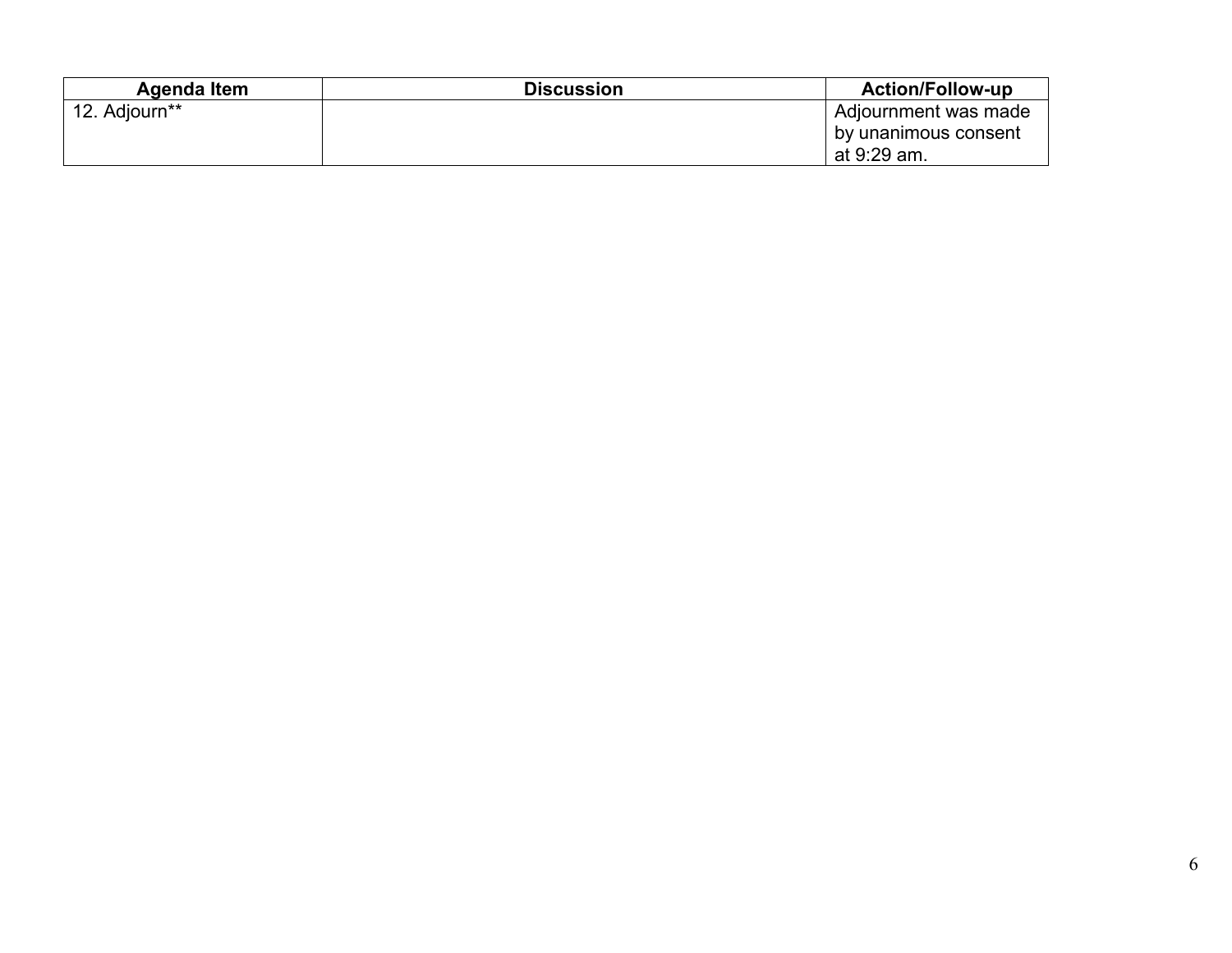| Agenda Item | Discussion | Action/Follow-up |
| --- | --- | --- |
| 12. Adjourn** | | Adjournment was made by unanimous consent at 9:29 am. |